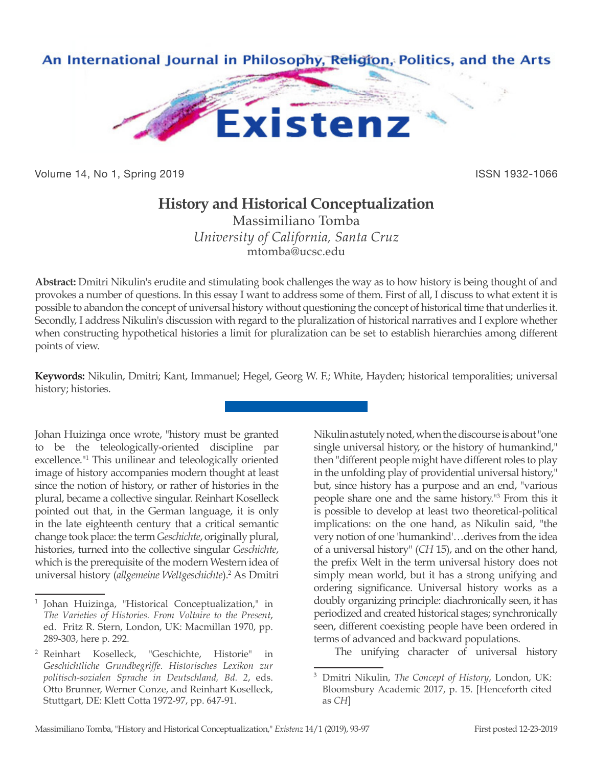# History and Historical Conceptualization

Massimiliano Tomba

*University of California, Santa Cruz*

mtomba@ucsc.edu

**Abstract:** Dmitri Nikulin's erudite and stimulating book challenges the way as to how history is being thought of and provokes a number of questions. In this essay I want to address some of them. First of all, I discuss to what extent it is possible to abandon the concept of universal history without questioning the concept of historical time that underlies it. Secondly, I address Nikulin's discussion with regard to the pluralization of historical narratives and I explore whether when constructing hypothetical histories a limit for pluralization can be set to establish hierarchies among different points of view.

**Keywords:** Nikulin, Dmitri; Kant, Immanuel; Hegel, Georg W. F.; White, Hayden; historical temporalities; universal history; histories.

---

Johan Huizinga once wrote, "history must be granted to be the teleologically-oriented discipline par excellence."[1] This unilinear and teleologically oriented image of history accompanies modern thought at least since the notion of history, or rather of histories in the plural, became a collective singular. Reinhart Koselleck pointed out that, in the German language, it is only in the late eighteenth century that a critical semantic change took place: the term *Geschichte*, originally plural, histories, turned into the collective singular *Geschichte*, which is the prerequisite of the modern Western idea of universal history (*allgemeine Weltgeschichte*).[2] As Dmitri Nikulin astutely noted, when the discourse is about "one single universal history, or the history of humankind," then "different people might have different roles to play in the unfolding play of providential universal history," but, since history has a purpose and an end, "various people share one and the same history."[3] From this it is possible to develop at least two theoretical-political implications: on the one hand, as Nikulin said, "the very notion of one 'humankind'…derives from the idea of a universal history" (*CH* 15), and on the other hand, the prefix Welt in the term universal history does not simply mean world, but it has a strong unifying and ordering significance. Universal history works as a doubly organizing principle: diachronically seen, it has periodized and created historical stages; synchronically seen, different coexisting people have been ordered in terms of advanced and backward populations.

The unifying character of universal history

---

[1] Johan Huizinga, "Historical Conceptualization," in *The Varieties of Histories. From Voltaire to the Present*, ed. Fritz R. Stern, London, UK: Macmillan 1970, pp. 289-303, here p. 292.

[2] Reinhart Koselleck, "Geschichte, Historie" in *Geschichtliche Grundbegriffe. Historisches Lexikon zur politisch-sozialen Sprache in Deutschland, Bd. 2*, eds. Otto Brunner, Werner Conze, and Reinhart Koselleck, Stuttgart, DE: Klett Cotta 1972-97, pp. 647-91.

[3] Dmitri Nikulin, *The Concept of History*, London, UK: Bloomsbury Academic 2017, p. 15. [Henceforth cited as *CH*]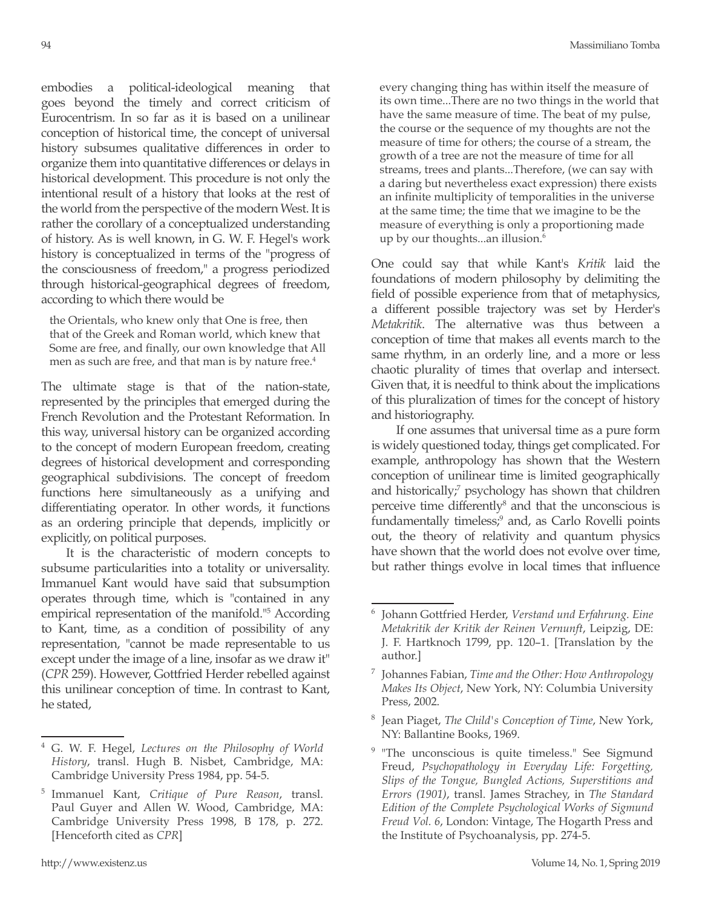embodies a political-ideological meaning that goes beyond the timely and correct criticism of Eurocentrism. In so far as it is based on a unilinear conception of historical time, the concept of universal history subsumes qualitative differences in order to organize them into quantitative differences or delays in historical development. This procedure is not only the intentional result of a history that looks at the rest of the world from the perspective of the modern West. It is rather the corollary of a conceptualized understanding of history. As is well known, in G. W. F. Hegel's work history is conceptualized in terms of the "progress of the consciousness of freedom," a progress periodized through historical-geographical degrees of freedom, according to which there would be

> the Orientals, who knew only that One is free, then that of the Greek and Roman world, which knew that Some are free, and finally, our own knowledge that All men as such are free, and that man is by nature free.[4]

The ultimate stage is that of the nation-state, represented by the principles that emerged during the French Revolution and the Protestant Reformation. In this way, universal history can be organized according to the concept of modern European freedom, creating degrees of historical development and corresponding geographical subdivisions. The concept of freedom functions here simultaneously as a unifying and differentiating operator. In other words, it functions as an ordering principle that depends, implicitly or explicitly, on political purposes.

It is the characteristic of modern concepts to subsume particularities into a totality or universality. Immanuel Kant would have said that subsumption operates through time, which is "contained in any empirical representation of the manifold."[5] According to Kant, time, as a condition of possibility of any representation, "cannot be made representable to us except under the image of a line, insofar as we draw it" (*CPR* 259). However, Gottfried Herder rebelled against this unilinear conception of time. In contrast to Kant, he stated,

> every changing thing has within itself the measure of its own time...There are no two things in the world that have the same measure of time. The beat of my pulse, the course or the sequence of my thoughts are not the measure of time for others; the course of a stream, the growth of a tree are not the measure of time for all streams, trees and plants...Therefore, (we can say with a daring but nevertheless exact expression) there exists an infinite multiplicity of temporalities in the universe at the same time; the time that we imagine to be the measure of everything is only a proportioning made up by our thoughts...an illusion.[6]

One could say that while Kant's *Kritik* laid the foundations of modern philosophy by delimiting the field of possible experience from that of metaphysics, a different possible trajectory was set by Herder's *Metakritik*. The alternative was thus between a conception of time that makes all events march to the same rhythm, in an orderly line, and a more or less chaotic plurality of times that overlap and intersect. Given that, it is needful to think about the implications of this pluralization of times for the concept of history and historiography.

If one assumes that universal time as a pure form is widely questioned today, things get complicated. For example, anthropology has shown that the Western conception of unilinear time is limited geographically and historically;[7] psychology has shown that children perceive time differently[8] and that the unconscious is fundamentally timeless;[9] and, as Carlo Rovelli points out, the theory of relativity and quantum physics have shown that the world does not evolve over time, but rather things evolve in local times that influence

---

[4] G. W. F. Hegel, *Lectures on the Philosophy of World History*, transl. Hugh B. Nisbet, Cambridge, MA: Cambridge University Press 1984, pp. 54-5.

[5] Immanuel Kant, *Critique of Pure Reason*, transl. Paul Guyer and Allen W. Wood, Cambridge, MA: Cambridge University Press 1998, B 178, p. 272. [Henceforth cited as *CPR*]

[6] Johann Gottfried Herder, *Verstand und Erfahrung. Eine Metakritik der Kritik der Reinen Vernunft*, Leipzig, DE: J. F. Hartknoch 1799, pp. 120–1. [Translation by the author.]

[7] Johannes Fabian, *Time and the Other: How Anthropology Makes Its Object*, New York, NY: Columbia University Press, 2002.

[8] Jean Piaget, *The Child's Conception of Time*, New York, NY: Ballantine Books, 1969.

[9] "The unconscious is quite timeless." See Sigmund Freud, *Psychopathology in Everyday Life: Forgetting, Slips of the Tongue, Bungled Actions, Superstitions and Errors (1901)*, transl. James Strachey, in *The Standard Edition of the Complete Psychological Works of Sigmund Freud Vol. 6*, London: Vintage, The Hogarth Press and the Institute of Psychoanalysis, pp. 274-5.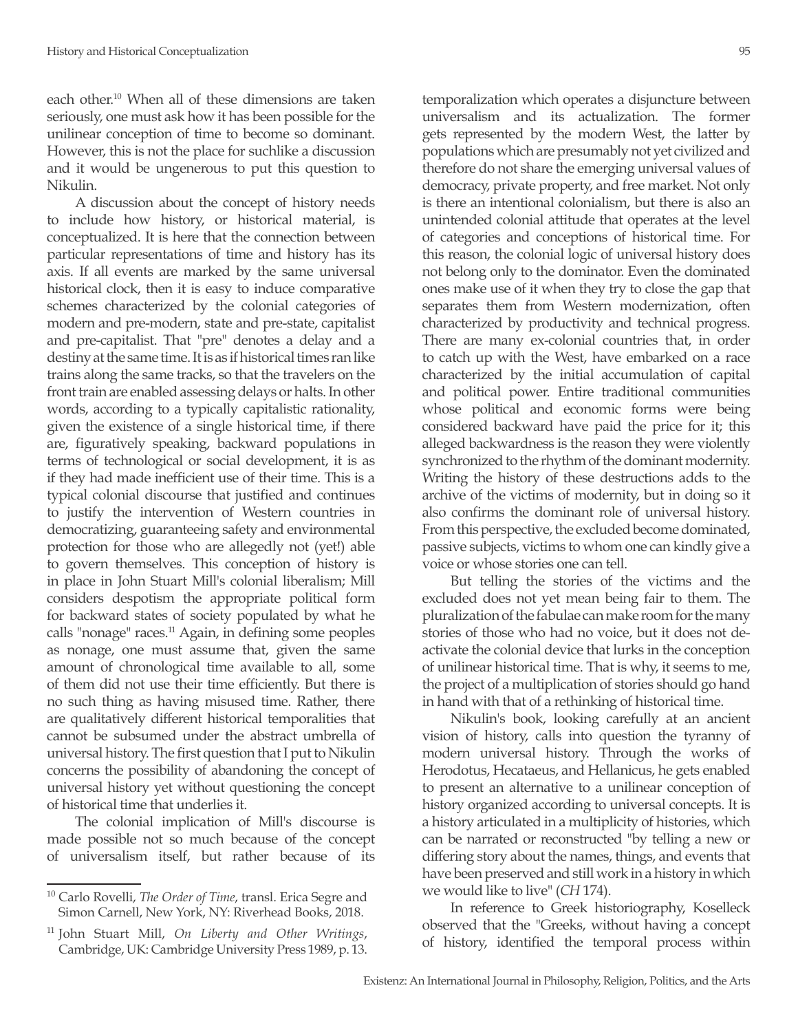each other.[10] When all of these dimensions are taken seriously, one must ask how it has been possible for the unilinear conception of time to become so dominant. However, this is not the place for suchlike a discussion and it would be ungenerous to put this question to Nikulin.

A discussion about the concept of history needs to include how history, or historical material, is conceptualized. It is here that the connection between particular representations of time and history has its axis. If all events are marked by the same universal historical clock, then it is easy to induce comparative schemes characterized by the colonial categories of modern and pre-modern, state and pre-state, capitalist and pre-capitalist. That "pre" denotes a delay and a destiny at the same time. It is as if historical times ran like trains along the same tracks, so that the travelers on the front train are enabled assessing delays or halts. In other words, according to a typically capitalistic rationality, given the existence of a single historical time, if there are, figuratively speaking, backward populations in terms of technological or social development, it is as if they had made inefficient use of their time. This is a typical colonial discourse that justified and continues to justify the intervention of Western countries in democratizing, guaranteeing safety and environmental protection for those who are allegedly not (yet!) able to govern themselves. This conception of history is in place in John Stuart Mill's colonial liberalism; Mill considers despotism the appropriate political form for backward states of society populated by what he calls "nonage" races.[11] Again, in defining some peoples as nonage, one must assume that, given the same amount of chronological time available to all, some of them did not use their time efficiently. But there is no such thing as having misused time. Rather, there are qualitatively different historical temporalities that cannot be subsumed under the abstract umbrella of universal history. The first question that I put to Nikulin concerns the possibility of abandoning the concept of universal history yet without questioning the concept of historical time that underlies it.

The colonial implication of Mill's discourse is made possible not so much because of the concept of universalism itself, but rather because of its temporalization which operates a disjuncture between universalism and its actualization. The former gets represented by the modern West, the latter by populations which are presumably not yet civilized and therefore do not share the emerging universal values of democracy, private property, and free market. Not only is there an intentional colonialism, but there is also an unintended colonial attitude that operates at the level of categories and conceptions of historical time. For this reason, the colonial logic of universal history does not belong only to the dominator. Even the dominated ones make use of it when they try to close the gap that separates them from Western modernization, often characterized by productivity and technical progress. There are many ex-colonial countries that, in order to catch up with the West, have embarked on a race characterized by the initial accumulation of capital and political power. Entire traditional communities whose political and economic forms were being considered backward have paid the price for it; this alleged backwardness is the reason they were violently synchronized to the rhythm of the dominant modernity. Writing the history of these destructions adds to the archive of the victims of modernity, but in doing so it also confirms the dominant role of universal history. From this perspective, the excluded become dominated, passive subjects, victims to whom one can kindly give a voice or whose stories one can tell.

But telling the stories of the victims and the excluded does not yet mean being fair to them. The pluralization of the fabulae can make room for the many stories of those who had no voice, but it does not de-activate the colonial device that lurks in the conception of unilinear historical time. That is why, it seems to me, the project of a multiplication of stories should go hand in hand with that of a rethinking of historical time.

Nikulin's book, looking carefully at an ancient vision of history, calls into question the tyranny of modern universal history. Through the works of Herodotus, Hecataeus, and Hellanicus, he gets enabled to present an alternative to a unilinear conception of history organized according to universal concepts. It is a history articulated in a multiplicity of histories, which can be narrated or reconstructed "by telling a new or differing story about the names, things, and events that have been preserved and still work in a history in which we would like to live" (*CH* 174).

In reference to Greek historiography, Koselleck observed that the "Greeks, without having a concept of history, identified the temporal process within

---

[10] Carlo Rovelli, *The Order of Time*, transl. Erica Segre and Simon Carnell, New York, NY: Riverhead Books, 2018.

[11] John Stuart Mill, *On Liberty and Other Writings*, Cambridge, UK: Cambridge University Press 1989, p. 13.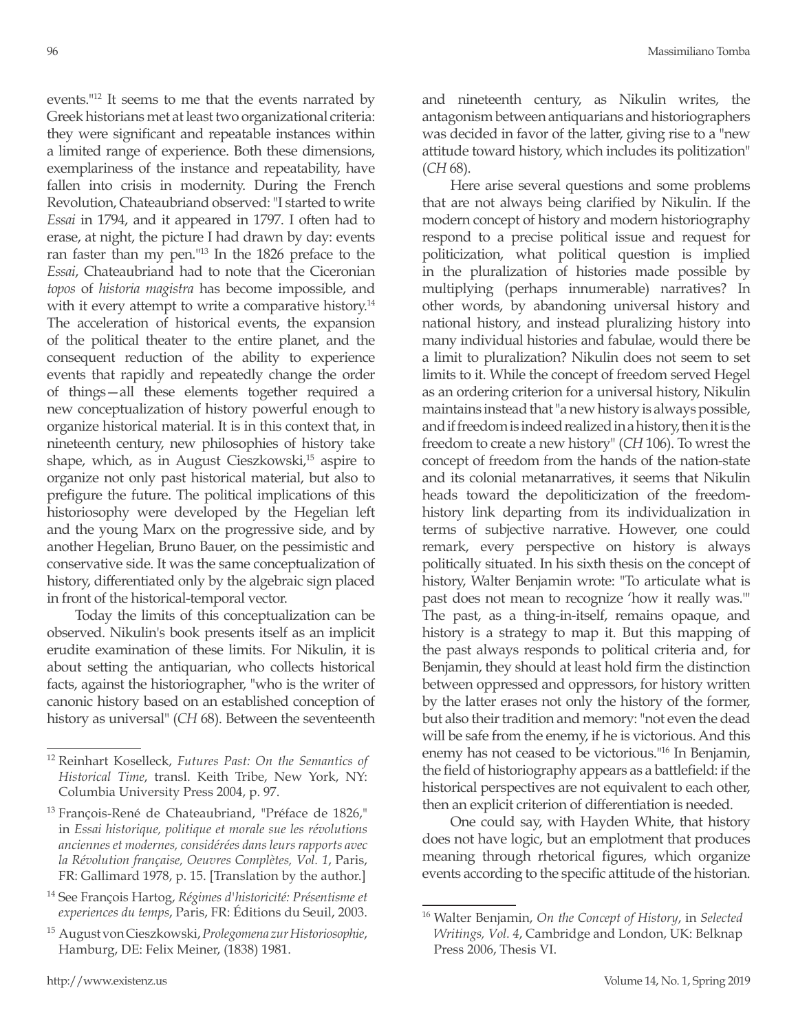events."[12] It seems to me that the events narrated by Greek historians met at least two organizational criteria: they were significant and repeatable instances within a limited range of experience. Both these dimensions, exemplariness of the instance and repeatability, have fallen into crisis in modernity. During the French Revolution, Chateaubriand observed: "I started to write *Essai* in 1794, and it appeared in 1797. I often had to erase, at night, the picture I had drawn by day: events ran faster than my pen."[13] In the 1826 preface to the *Essai*, Chateaubriand had to note that the Ciceronian *topos* of *historia magistra* has become impossible, and with it every attempt to write a comparative history.[14] The acceleration of historical events, the expansion of the political theater to the entire planet, and the consequent reduction of the ability to experience events that rapidly and repeatedly change the order of things—all these elements together required a new conceptualization of history powerful enough to organize historical material. It is in this context that, in nineteenth century, new philosophies of history take shape, which, as in August Cieszkowski,[15] aspire to organize not only past historical material, but also to prefigure the future. The political implications of this historiosophy were developed by the Hegelian left and the young Marx on the progressive side, and by another Hegelian, Bruno Bauer, on the pessimistic and conservative side. It was the same conceptualization of history, differentiated only by the algebraic sign placed in front of the historical-temporal vector.

Today the limits of this conceptualization can be observed. Nikulin's book presents itself as an implicit erudite examination of these limits. For Nikulin, it is about setting the antiquarian, who collects historical facts, against the historiographer, "who is the writer of canonic history based on an established conception of history as universal" (*CH* 68). Between the seventeenth and nineteenth century, as Nikulin writes, the antagonism between antiquarians and historiographers was decided in favor of the latter, giving rise to a "new attitude toward history, which includes its politization" (*CH* 68).

Here arise several questions and some problems that are not always being clarified by Nikulin. If the modern concept of history and modern historiography respond to a precise political issue and request for politicization, what political question is implied in the pluralization of histories made possible by multiplying (perhaps innumerable) narratives? In other words, by abandoning universal history and national history, and instead pluralizing history into many individual histories and fabulae, would there be a limit to pluralization? Nikulin does not seem to set limits to it. While the concept of freedom served Hegel as an ordering criterion for a universal history, Nikulin maintains instead that "a new history is always possible, and if freedom is indeed realized in a history, then it is the freedom to create a new history" (*CH* 106). To wrest the concept of freedom from the hands of the nation-state and its colonial metanarratives, it seems that Nikulin heads toward the depoliticization of the freedom-history link departing from its individualization in terms of subjective narrative. However, one could remark, every perspective on history is always politically situated. In his sixth thesis on the concept of history, Walter Benjamin wrote: "To articulate what is past does not mean to recognize 'how it really was.'" The past, as a thing-in-itself, remains opaque, and history is a strategy to map it. But this mapping of the past always responds to political criteria and, for Benjamin, they should at least hold firm the distinction between oppressed and oppressors, for history written by the latter erases not only the history of the former, but also their tradition and memory: "not even the dead will be safe from the enemy, if he is victorious. And this enemy has not ceased to be victorious."[16] In Benjamin, the field of historiography appears as a battlefield: if the historical perspectives are not equivalent to each other, then an explicit criterion of differentiation is needed.

One could say, with Hayden White, that history does not have logic, but an emplotment that produces meaning through rhetorical figures, which organize events according to the specific attitude of the historian.

---

[12] Reinhart Koselleck, *Futures Past: On the Semantics of Historical Time*, transl. Keith Tribe, New York, NY: Columbia University Press 2004, p. 97.

[13] François-René de Chateaubriand, "Préface de 1826," in *Essai historique, politique et morale sue les révolutions anciennes et modernes, considérées dans leurs rapports avec la Révolution française, Oeuvres Complètes, Vol. 1*, Paris, FR: Gallimard 1978, p. 15. [Translation by the author.]

[14] See François Hartog, *Régimes d'historicité: Présentisme et experiences du temps*, Paris, FR: Éditions du Seuil, 2003.

[15] August von Cieszkowski, *Prolegomena zur Historiosophie*, Hamburg, DE: Felix Meiner, (1838) 1981.

[16] Walter Benjamin, *On the Concept of History*, in *Selected Writings, Vol. 4*, Cambridge and London, UK: Belknap Press 2006, Thesis VI.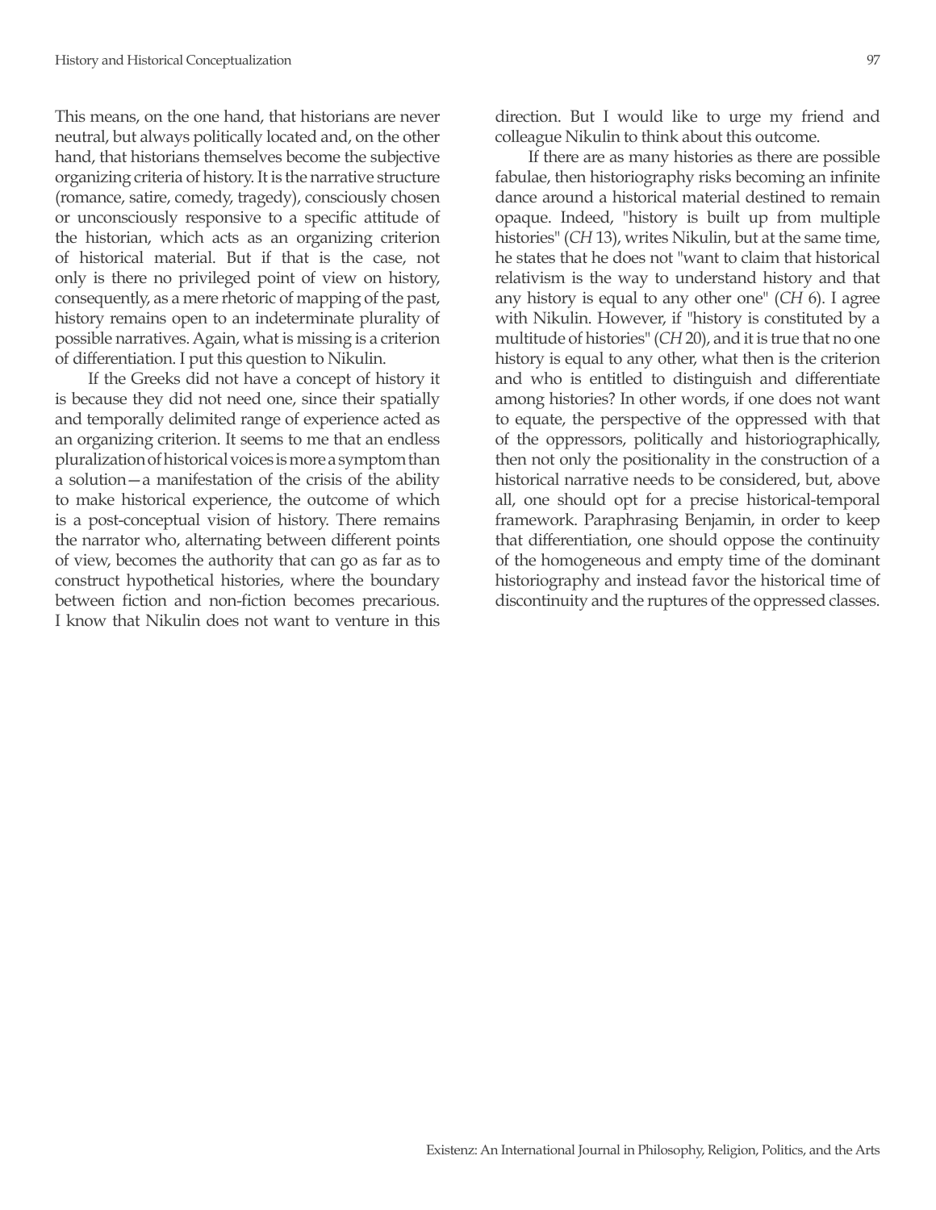This means, on the one hand, that historians are never neutral, but always politically located and, on the other hand, that historians themselves become the subjective organizing criteria of history. It is the narrative structure (romance, satire, comedy, tragedy), consciously chosen or unconsciously responsive to a specific attitude of the historian, which acts as an organizing criterion of historical material. But if that is the case, not only is there no privileged point of view on history, consequently, as a mere rhetoric of mapping of the past, history remains open to an indeterminate plurality of possible narratives. Again, what is missing is a criterion of differentiation. I put this question to Nikulin.

If the Greeks did not have a concept of history it is because they did not need one, since their spatially and temporally delimited range of experience acted as an organizing criterion. It seems to me that an endless pluralization of historical voices is more a symptom than a solution—a manifestation of the crisis of the ability to make historical experience, the outcome of which is a post-conceptual vision of history. There remains the narrator who, alternating between different points of view, becomes the authority that can go as far as to construct hypothetical histories, where the boundary between fiction and non-fiction becomes precarious. I know that Nikulin does not want to venture in this direction. But I would like to urge my friend and colleague Nikulin to think about this outcome.

If there are as many histories as there are possible fabulae, then historiography risks becoming an infinite dance around a historical material destined to remain opaque. Indeed, "history is built up from multiple histories" (*CH* 13), writes Nikulin, but at the same time, he states that he does not "want to claim that historical relativism is the way to understand history and that any history is equal to any other one" (*CH* 6). I agree with Nikulin. However, if "history is constituted by a multitude of histories" (*CH* 20), and it is true that no one history is equal to any other, what then is the criterion and who is entitled to distinguish and differentiate among histories? In other words, if one does not want to equate, the perspective of the oppressed with that of the oppressors, politically and historiographically, then not only the positionality in the construction of a historical narrative needs to be considered, but, above all, one should opt for a precise historical-temporal framework. Paraphrasing Benjamin, in order to keep that differentiation, one should oppose the continuity of the homogeneous and empty time of the dominant historiography and instead favor the historical time of discontinuity and the ruptures of the oppressed classes.